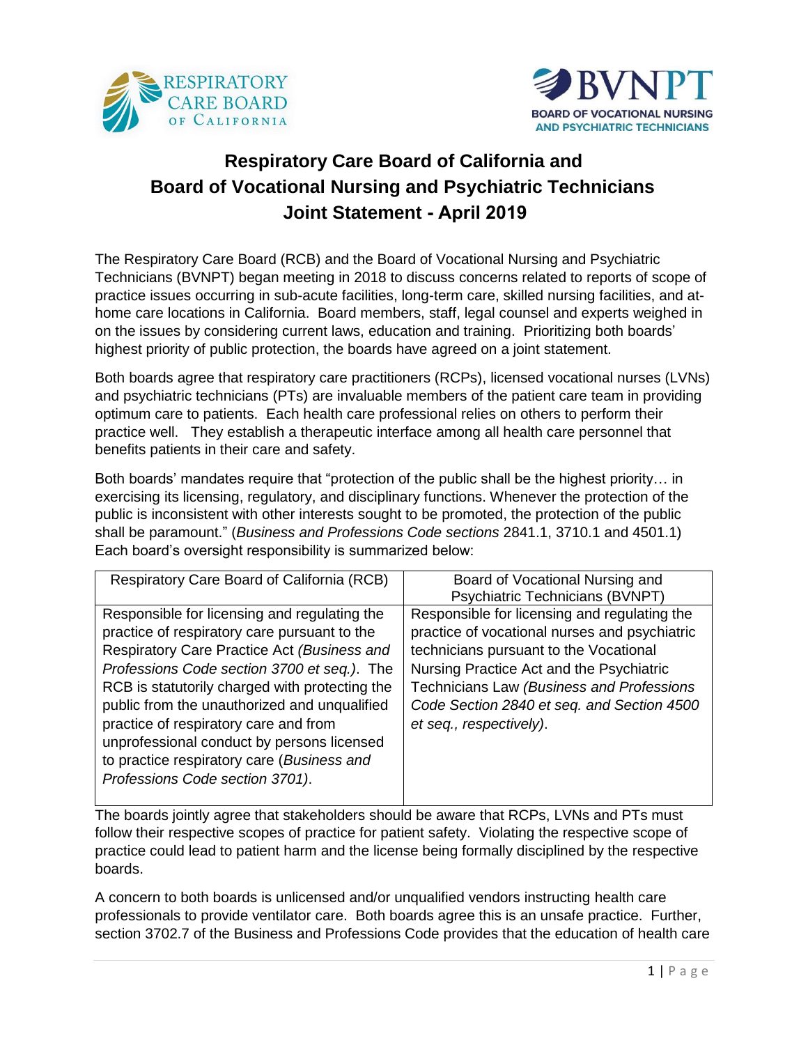# Respiratory Care Board of California and Board of Vocational Nursing and Psychiatric Technicians Joint Statement - April 2019

The Respiratory Care Board (RCB) and the Board of Vocational Nursing and Psychiatric Technicians (BVNPT) began meeting in 2018 to discuss concerns related to reports of scope of practice issues occurring in sub-acute facilities, long-term care, skilled nursing facilities, and at-home care locations in California. Board members, staff, legal counsel and experts weighed in on the issues by considering current laws, education and training. Prioritizing both boards' highest priority of public protection, the boards have agreed on a joint statement.

Both boards agree that respiratory care practitioners (RCPs), licensed vocational nurses (LVNs) and psychiatric technicians (PTs) are invaluable members of the patient care team in providing optimum care to patients. Each health care professional relies on others to perform their practice well. They establish a therapeutic interface among all health care personnel that benefits patients in their care and safety.

Both boards' mandates require that "protection of the public shall be the highest priority… in exercising its licensing, regulatory, and disciplinary functions. Whenever the protection of the public is inconsistent with other interests sought to be promoted, the protection of the public shall be paramount." (*Business and Professions Code sections* 2841.1, 3710.1 and 4501.1) Each board's oversight responsibility is summarized below:

| Respiratory Care Board of California (RCB) | Board of Vocational Nursing and Psychiatric Technicians (BVNPT) |
|---|---|
| Responsible for licensing and regulating the practice of respiratory care pursuant to the Respiratory Care Practice Act *(Business and Professions Code section 3700 et seq.)*. The RCB is statutorily charged with protecting the public from the unauthorized and unqualified practice of respiratory care and from unprofessional conduct by persons licensed to practice respiratory care (*Business and Professions Code section 3701)*. | Responsible for licensing and regulating the practice of vocational nurses and psychiatric technicians pursuant to the Vocational Nursing Practice Act and the Psychiatric Technicians Law *(Business and Professions Code Section 2840 et seq. and Section 4500 et seq., respectively)*. |

The boards jointly agree that stakeholders should be aware that RCPs, LVNs and PTs must follow their respective scopes of practice for patient safety. Violating the respective scope of practice could lead to patient harm and the license being formally disciplined by the respective boards.

A concern to both boards is unlicensed and/or unqualified vendors instructing health care professionals to provide ventilator care. Both boards agree this is an unsafe practice. Further, section 3702.7 of the Business and Professions Code provides that the education of health care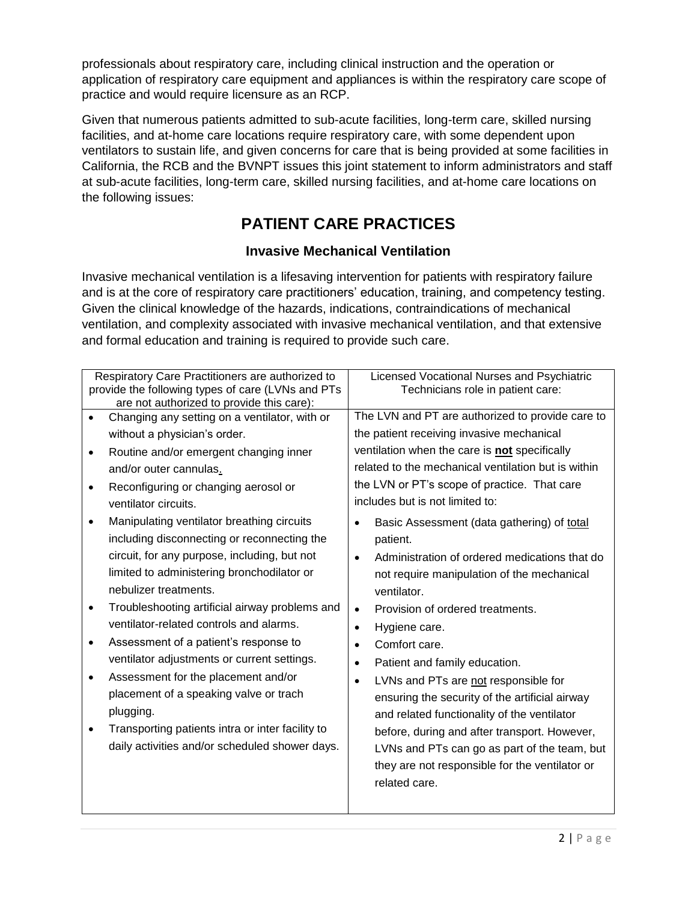professionals about respiratory care, including clinical instruction and the operation or application of respiratory care equipment and appliances is within the respiratory care scope of practice and would require licensure as an RCP.

Given that numerous patients admitted to sub-acute facilities, long-term care, skilled nursing facilities, and at-home care locations require respiratory care, with some dependent upon ventilators to sustain life, and given concerns for care that is being provided at some facilities in California, the RCB and the BVNPT issues this joint statement to inform administrators and staff at sub-acute facilities, long-term care, skilled nursing facilities, and at-home care locations on the following issues:

# PATIENT CARE PRACTICES

## Invasive Mechanical Ventilation

Invasive mechanical ventilation is a lifesaving intervention for patients with respiratory failure and is at the core of respiratory care practitioners' education, training, and competency testing. Given the clinical knowledge of the hazards, indications, contraindications of mechanical ventilation, and complexity associated with invasive mechanical ventilation, and that extensive and formal education and training is required to provide such care.

| Respiratory Care Practitioners are authorized to provide the following types of care (LVNs and PTs are not authorized to provide this care): | Licensed Vocational Nurses and Psychiatric Technicians role in patient care: |
|---|---|
| • Changing any setting on a ventilator, with or without a physician's order.<br>• Routine and/or emergent changing inner and/or outer cannulas.<br>• Reconfiguring or changing aerosol or ventilator circuits.<br>• Manipulating ventilator breathing circuits including disconnecting or reconnecting the circuit, for any purpose, including, but not limited to administering bronchodilator or nebulizer treatments.<br>• Troubleshooting artificial airway problems and ventilator-related controls and alarms.<br>• Assessment of a patient's response to ventilator adjustments or current settings.<br>• Assessment for the placement and/or placement of a speaking valve or trach plugging.<br>• Transporting patients intra or inter facility to daily activities and/or scheduled shower days. | The LVN and PT are authorized to provide care to the patient receiving invasive mechanical ventilation when the care is **not** specifically related to the mechanical ventilation but is within the LVN or PT's scope of practice. That care includes but is not limited to:<br>• Basic Assessment (data gathering) of total patient.<br>• Administration of ordered medications that do not require manipulation of the mechanical ventilator.<br>• Provision of ordered treatments.<br>• Hygiene care.<br>• Comfort care.<br>• Patient and family education.<br>• LVNs and PTs are not responsible for ensuring the security of the artificial airway and related functionality of the ventilator before, during and after transport. However, LVNs and PTs can go as part of the team, but they are not responsible for the ventilator or related care. |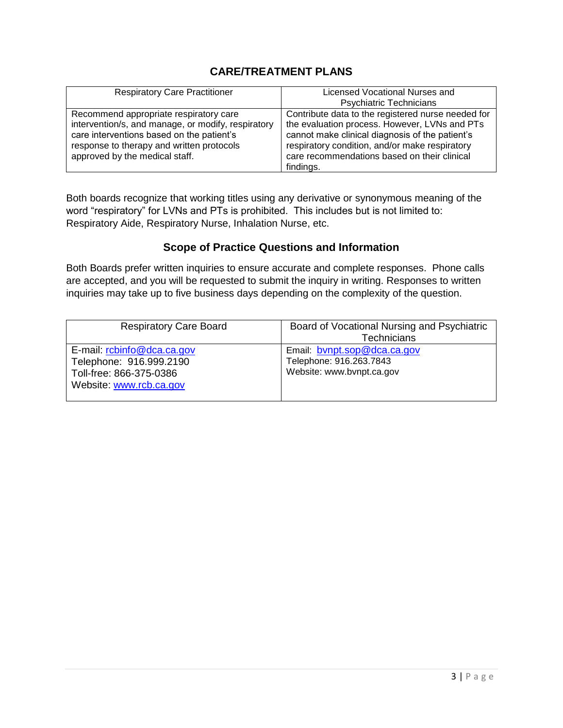## CARE/TREATMENT PLANS

| Respiratory Care Practitioner | Licensed Vocational Nurses and Psychiatric Technicians |
|---|---|
| Recommend appropriate respiratory care intervention/s, and manage, or modify, respiratory care interventions based on the patient's response to therapy and written protocols approved by the medical staff. | Contribute data to the registered nurse needed for the evaluation process. However, LVNs and PTs cannot make clinical diagnosis of the patient's respiratory condition, and/or make respiratory care recommendations based on their clinical findings. |

Both boards recognize that working titles using any derivative or synonymous meaning of the word "respiratory" for LVNs and PTs is prohibited. This includes but is not limited to: Respiratory Aide, Respiratory Nurse, Inhalation Nurse, etc.

## Scope of Practice Questions and Information

Both Boards prefer written inquiries to ensure accurate and complete responses. Phone calls are accepted, and you will be requested to submit the inquiry in writing. Responses to written inquiries may take up to five business days depending on the complexity of the question.

| Respiratory Care Board | Board of Vocational Nursing and Psychiatric Technicians |
|---|---|
| E-mail: rcbinfo@dca.ca.gov<br>Telephone: 916.999.2190<br>Toll-free: 866-375-0386<br>Website: www.rcb.ca.gov | Email: bvnpt.sop@dca.ca.gov<br>Telephone: 916.263.7843<br>Website: www.bvnpt.ca.gov |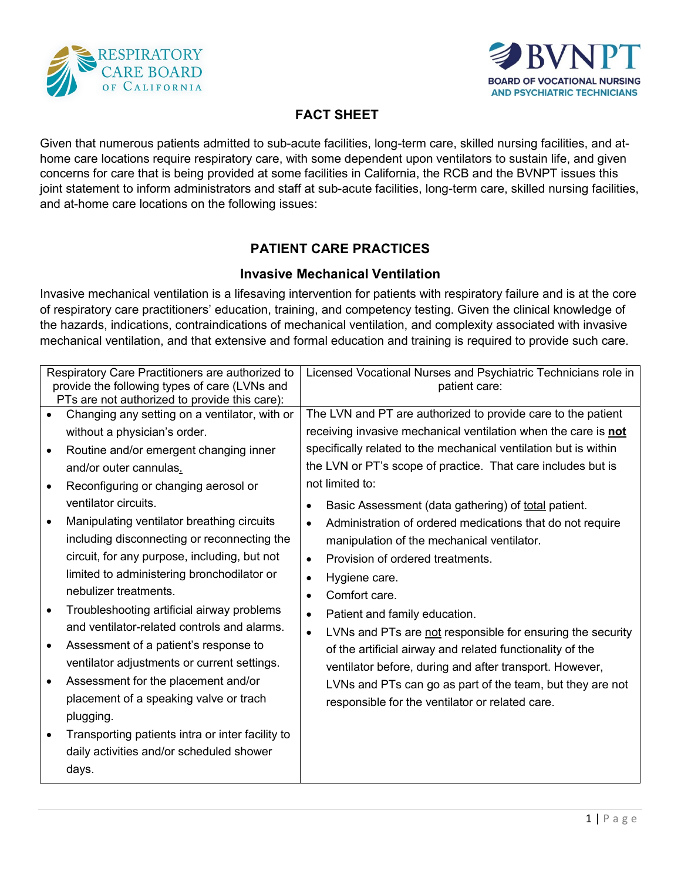Respiratory Care Board of California

BVNPT — Board of Vocational Nursing and Psychiatric Technicians

# FACT SHEET

Given that numerous patients admitted to sub-acute facilities, long-term care, skilled nursing facilities, and at-home care locations require respiratory care, with some dependent upon ventilators to sustain life, and given concerns for care that is being provided at some facilities in California, the RCB and the BVNPT issues this joint statement to inform administrators and staff at sub-acute facilities, long-term care, skilled nursing facilities, and at-home care locations on the following issues:

## PATIENT CARE PRACTICES

### Invasive Mechanical Ventilation

Invasive mechanical ventilation is a lifesaving intervention for patients with respiratory failure and is at the core of respiratory care practitioners' education, training, and competency testing. Given the clinical knowledge of the hazards, indications, contraindications of mechanical ventilation, and complexity associated with invasive mechanical ventilation, and that extensive and formal education and training is required to provide such care.

| Respiratory Care Practitioners are authorized to provide the following types of care (LVNs and PTs are not authorized to provide this care): | Licensed Vocational Nurses and Psychiatric Technicians role in patient care: |
|---|---|
| • Changing any setting on a ventilator, with or without a physician's order.<br>• Routine and/or emergent changing inner and/or outer cannulas.<br>• Reconfiguring or changing aerosol or ventilator circuits.<br>• Manipulating ventilator breathing circuits including disconnecting or reconnecting the circuit, for any purpose, including, but not limited to administering bronchodilator or nebulizer treatments.<br>• Troubleshooting artificial airway problems and ventilator-related controls and alarms.<br>• Assessment of a patient's response to ventilator adjustments or current settings.<br>• Assessment for the placement and/or placement of a speaking valve or trach plugging.<br>• Transporting patients intra or inter facility to daily activities and/or scheduled shower days. | The LVN and PT are authorized to provide care to the patient receiving invasive mechanical ventilation when the care is **not** specifically related to the mechanical ventilation but is within the LVN or PT's scope of practice. That care includes but is not limited to:<br>• Basic Assessment (data gathering) of total patient.<br>• Administration of ordered medications that do not require manipulation of the mechanical ventilator.<br>• Provision of ordered treatments.<br>• Hygiene care.<br>• Comfort care.<br>• Patient and family education.<br>• LVNs and PTs are not responsible for ensuring the security of the artificial airway and related functionality of the ventilator before, during and after transport. However, LVNs and PTs can go as part of the team, but they are not responsible for the ventilator or related care. |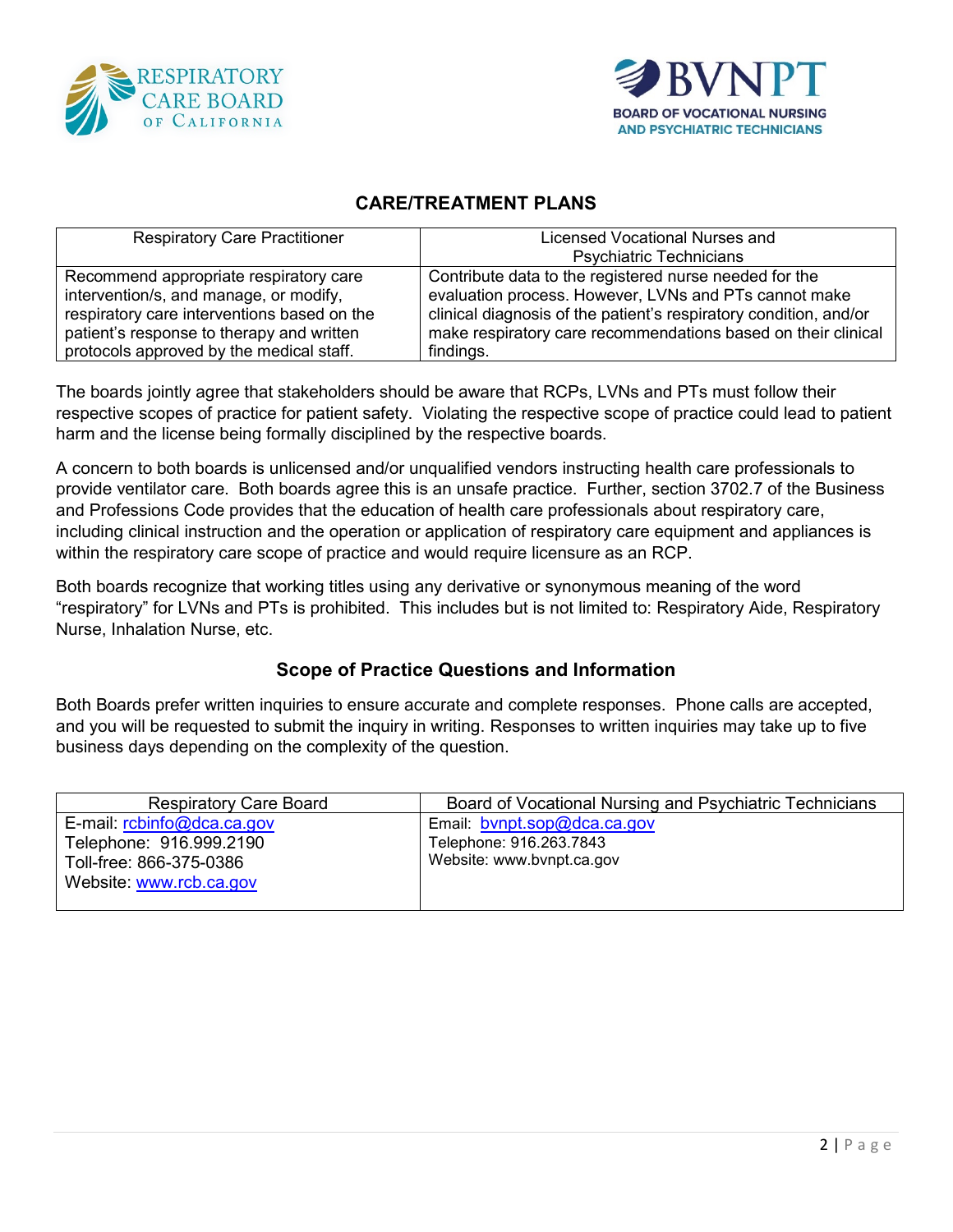## CARE/TREATMENT PLANS

| Respiratory Care Practitioner | Licensed Vocational Nurses and Psychiatric Technicians |
|---|---|
| Recommend appropriate respiratory care intervention/s, and manage, or modify, respiratory care interventions based on the patient's response to therapy and written protocols approved by the medical staff. | Contribute data to the registered nurse needed for the evaluation process. However, LVNs and PTs cannot make clinical diagnosis of the patient's respiratory condition, and/or make respiratory care recommendations based on their clinical findings. |

The boards jointly agree that stakeholders should be aware that RCPs, LVNs and PTs must follow their respective scopes of practice for patient safety. Violating the respective scope of practice could lead to patient harm and the license being formally disciplined by the respective boards.

A concern to both boards is unlicensed and/or unqualified vendors instructing health care professionals to provide ventilator care. Both boards agree this is an unsafe practice. Further, section 3702.7 of the Business and Professions Code provides that the education of health care professionals about respiratory care, including clinical instruction and the operation or application of respiratory care equipment and appliances is within the respiratory care scope of practice and would require licensure as an RCP.

Both boards recognize that working titles using any derivative or synonymous meaning of the word "respiratory" for LVNs and PTs is prohibited. This includes but is not limited to: Respiratory Aide, Respiratory Nurse, Inhalation Nurse, etc.

## Scope of Practice Questions and Information

Both Boards prefer written inquiries to ensure accurate and complete responses. Phone calls are accepted, and you will be requested to submit the inquiry in writing. Responses to written inquiries may take up to five business days depending on the complexity of the question.

| Respiratory Care Board | Board of Vocational Nursing and Psychiatric Technicians |
|---|---|
| E-mail: rcbinfo@dca.ca.gov<br>Telephone: 916.999.2190<br>Toll-free: 866-375-0386<br>Website: www.rcb.ca.gov | Email: bvnpt.sop@dca.ca.gov<br>Telephone: 916.263.7843<br>Website: www.bvnpt.ca.gov |